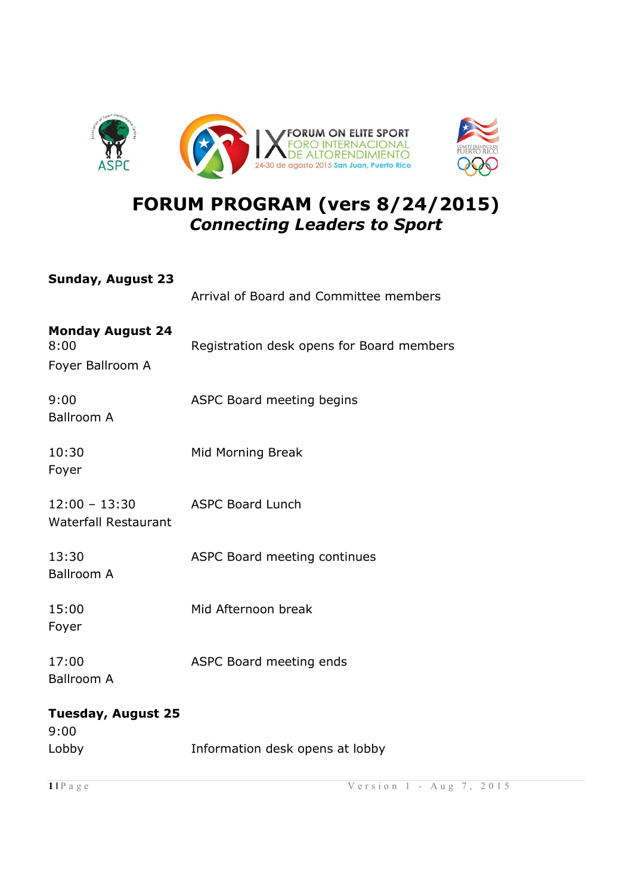IX FORUM ON ELITE SPORT
FORO INTERNACIONAL DE ALTORENDIMIENTO
24-30 de agosto 2015 San Juan, Puerto Rico

# FORUM PROGRAM (vers 8/24/2015)

## *Connecting Leaders to Sport*

**Sunday, August 23**

Arrival of Board and Committee members

**Monday August 24**

| | |
|---|---|
| 8:00<br>Foyer Ballroom A | Registration desk opens for Board members |
| 9:00<br>Ballroom A | ASPC Board meeting begins |
| 10:30<br>Foyer | Mid Morning Break |
| 12:00 – 13:30<br>Waterfall Restaurant | ASPC Board Lunch |
| 13:30<br>Ballroom A | ASPC Board meeting continues |
| 15:00<br>Foyer | Mid Afternoon break |
| 17:00<br>Ballroom A | ASPC Board meeting ends |

**Tuesday, August 25**

| | |
|---|---|
| 9:00<br>Lobby | Information desk opens at lobby |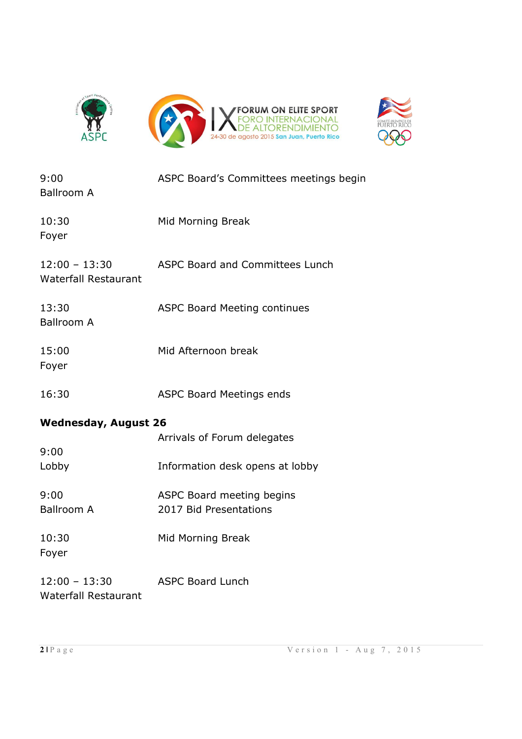| | |
|---|---|
| 9:00<br>Ballroom A | ASPC Board's Committees meetings begin |
| 10:30<br>Foyer | Mid Morning Break |
| 12:00 – 13:30<br>Waterfall Restaurant | ASPC Board and Committees Lunch |
| 13:30<br>Ballroom A | ASPC Board Meeting continues |
| 15:00<br>Foyer | Mid Afternoon break |
| 16:30 | ASPC Board Meetings ends |

**Wednesday, August 26**

| | |
|---|---|
| | Arrivals of Forum delegates |
| 9:00<br>Lobby | Information desk opens at lobby |
| 9:00<br>Ballroom A | ASPC Board meeting begins<br>2017 Bid Presentations |
| 10:30<br>Foyer | Mid Morning Break |
| 12:00 – 13:30<br>Waterfall Restaurant | ASPC Board Lunch |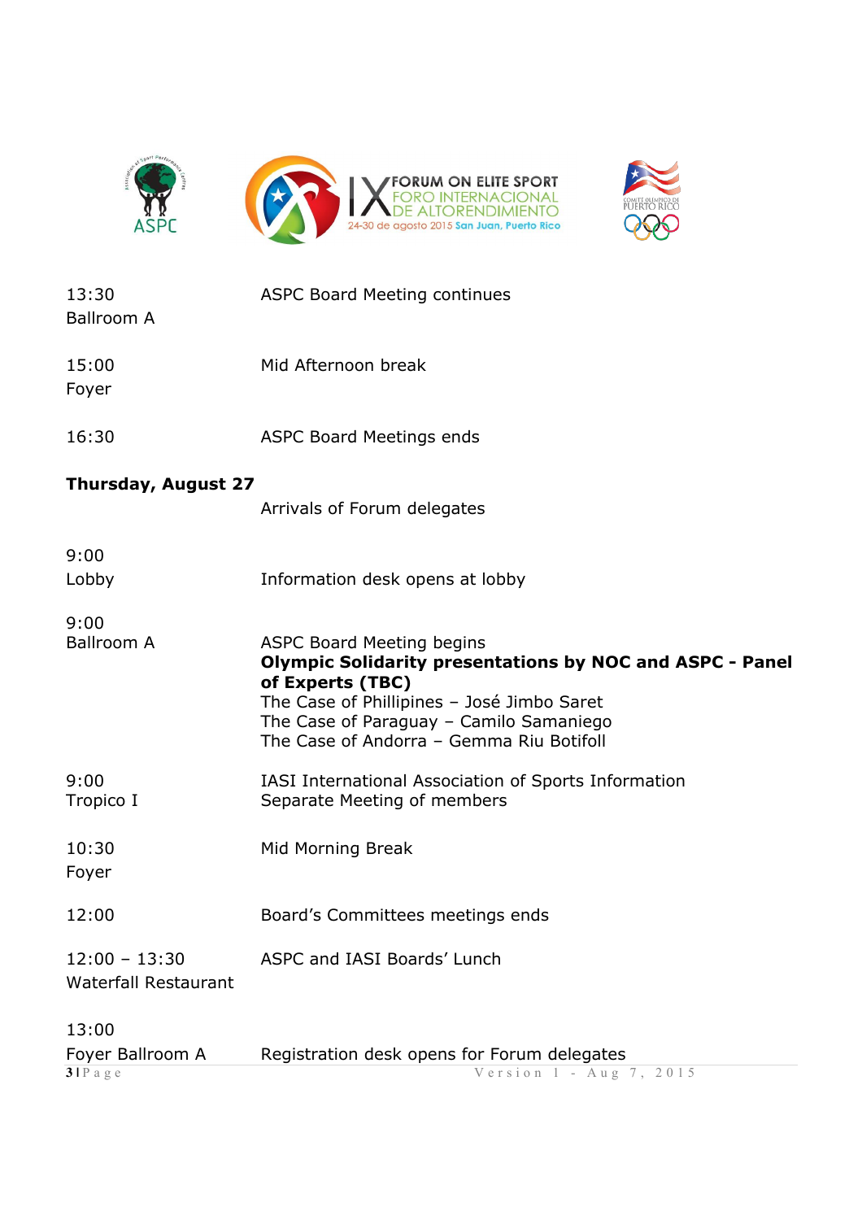| | |
|---|---|
| 13:30<br>Ballroom A | ASPC Board Meeting continues |
| 15:00<br>Foyer | Mid Afternoon break |
| 16:30 | ASPC Board Meetings ends |

**Thursday, August 27**

| | |
|---|---|
| | Arrivals of Forum delegates |
| 9:00<br>Lobby | Information desk opens at lobby |
| 9:00<br>Ballroom A | ASPC Board Meeting begins<br>**Olympic Solidarity presentations by NOC and ASPC - Panel of Experts (TBC)**<br>The Case of Phillipines – José Jimbo Saret<br>The Case of Paraguay – Camilo Samaniego<br>The Case of Andorra – Gemma Riu Botifoll |
| 9:00<br>Tropico I | IASI International Association of Sports Information<br>Separate Meeting of members |
| 10:30<br>Foyer | Mid Morning Break |
| 12:00 | Board's Committees meetings ends |
| 12:00 – 13:30<br>Waterfall Restaurant | ASPC and IASI Boards' Lunch |
| 13:00<br>Foyer Ballroom A | Registration desk opens for Forum delegates |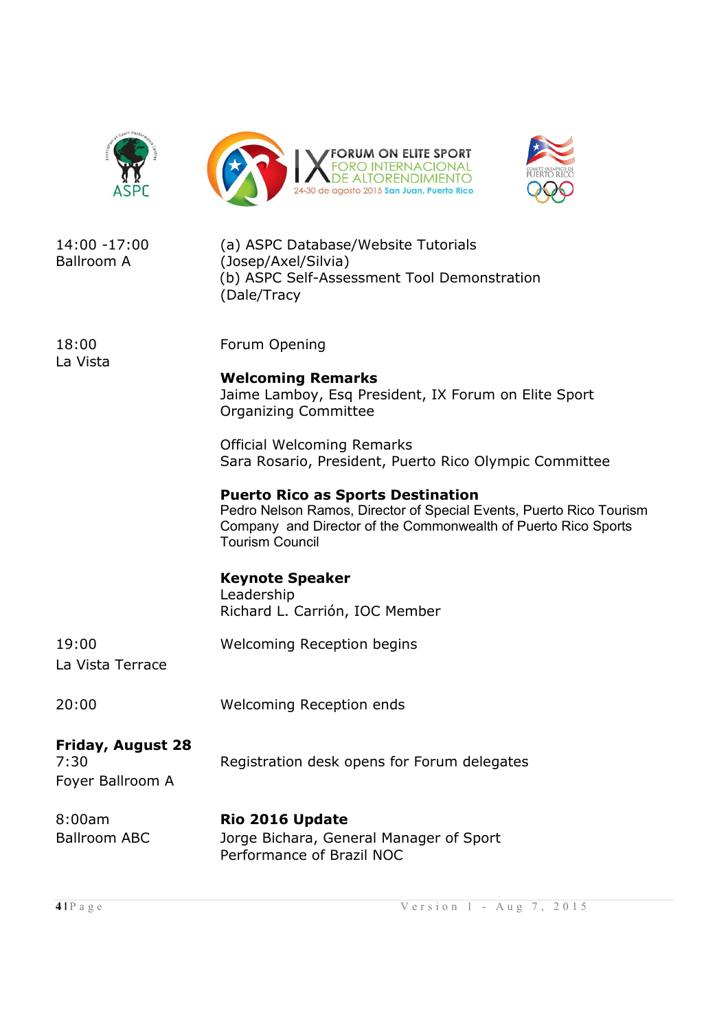| | |
|---|---|
| 14:00 -17:00<br>Ballroom A | (a) ASPC Database/Website Tutorials (Josep/Axel/Silvia)<br>(b) ASPC Self-Assessment Tool Demonstration (Dale/Tracy) |
| 18:00<br>La Vista | Forum Opening<br><br>**Welcoming Remarks**<br>Jaime Lamboy, Esq President, IX Forum on Elite Sport Organizing Committee<br><br>Official Welcoming Remarks<br>Sara Rosario, President, Puerto Rico Olympic Committee<br><br>**Puerto Rico as Sports Destination**<br>Pedro Nelson Ramos, Director of Special Events, Puerto Rico Tourism Company and Director of the Commonwealth of Puerto Rico Sports Tourism Council<br><br>**Keynote Speaker**<br>Leadership<br>Richard L. Carrión, IOC Member |
| 19:00<br>La Vista Terrace | Welcoming Reception begins |
| 20:00 | Welcoming Reception ends |

**Friday, August 28**

| | |
|---|---|
| 7:30<br>Foyer Ballroom A | Registration desk opens for Forum delegates |
| 8:00am<br>Ballroom ABC | **Rio 2016 Update**<br>Jorge Bichara, General Manager of Sport Performance of Brazil NOC |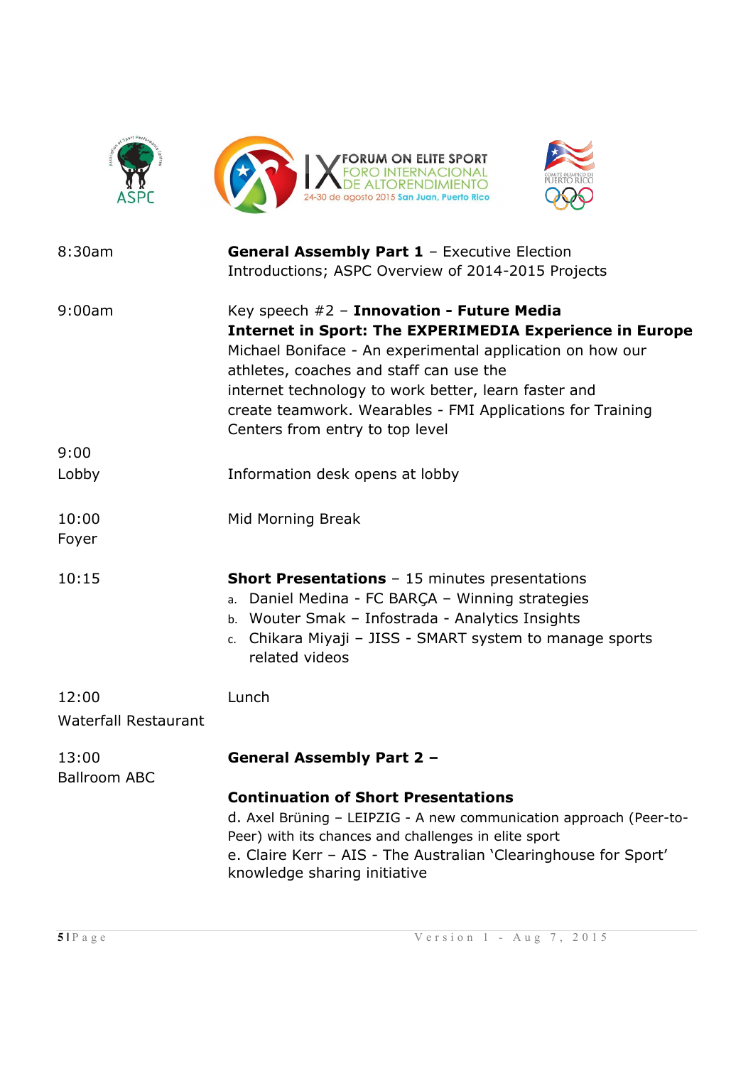| | |
|---|---|
| 8:30am | **General Assembly Part 1** – Executive Election<br>Introductions; ASPC Overview of 2014-2015 Projects |
| 9:00am | Key speech #2 – **Innovation - Future Media**<br>**Internet in Sport: The EXPERIMEDIA Experience in Europe**<br>Michael Boniface - An experimental application on how our athletes, coaches and staff can use the internet technology to work better, learn faster and create teamwork. Wearables - FMI Applications for Training Centers from entry to top level |
| 9:00<br>Lobby | Information desk opens at lobby |
| 10:00<br>Foyer | Mid Morning Break |
| 10:15 | **Short Presentations** – 15 minutes presentations<br>a. Daniel Medina - FC BARÇA – Winning strategies<br>b. Wouter Smak – Infostrada - Analytics Insights<br>c. Chikara Miyaji – JISS - SMART system to manage sports related videos |
| 12:00<br>Waterfall Restaurant | Lunch |
| 13:00<br>Ballroom ABC | **General Assembly Part 2 –**<br><br>**Continuation of Short Presentations**<br>d. Axel Brüning – LEIPZIG - A new communication approach (Peer-to-Peer) with its chances and challenges in elite sport<br>e. Claire Kerr – AIS - The Australian 'Clearinghouse for Sport' knowledge sharing initiative |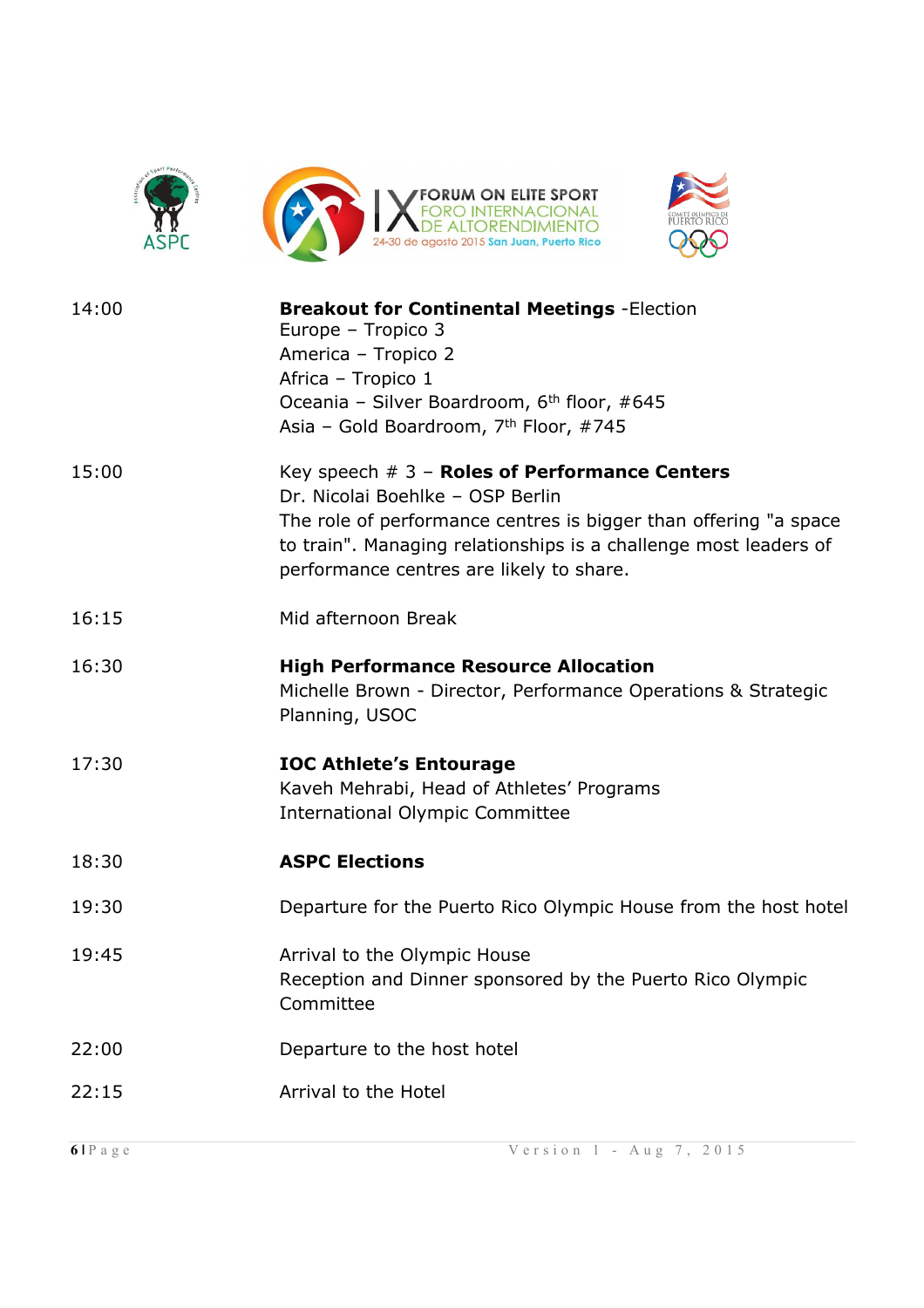| | |
|---|---|
| 14:00 | **Breakout for Continental Meetings** -Election<br>Europe – Tropico 3<br>America – Tropico 2<br>Africa – Tropico 1<br>Oceania – Silver Boardroom, 6th floor, #645<br>Asia – Gold Boardroom, 7th Floor, #745 |
| 15:00 | Key speech # 3 – **Roles of Performance Centers**<br>Dr. Nicolai Boehlke – OSP Berlin<br>The role of performance centres is bigger than offering "a space to train". Managing relationships is a challenge most leaders of performance centres are likely to share. |
| 16:15 | Mid afternoon Break |
| 16:30 | **High Performance Resource Allocation**<br>Michelle Brown - Director, Performance Operations & Strategic Planning, USOC |
| 17:30 | **IOC Athlete's Entourage**<br>Kaveh Mehrabi, Head of Athletes' Programs<br>International Olympic Committee |
| 18:30 | **ASPC Elections** |
| 19:30 | Departure for the Puerto Rico Olympic House from the host hotel |
| 19:45 | Arrival to the Olympic House<br>Reception and Dinner sponsored by the Puerto Rico Olympic Committee |
| 22:00 | Departure to the host hotel |
| 22:15 | Arrival to the Hotel |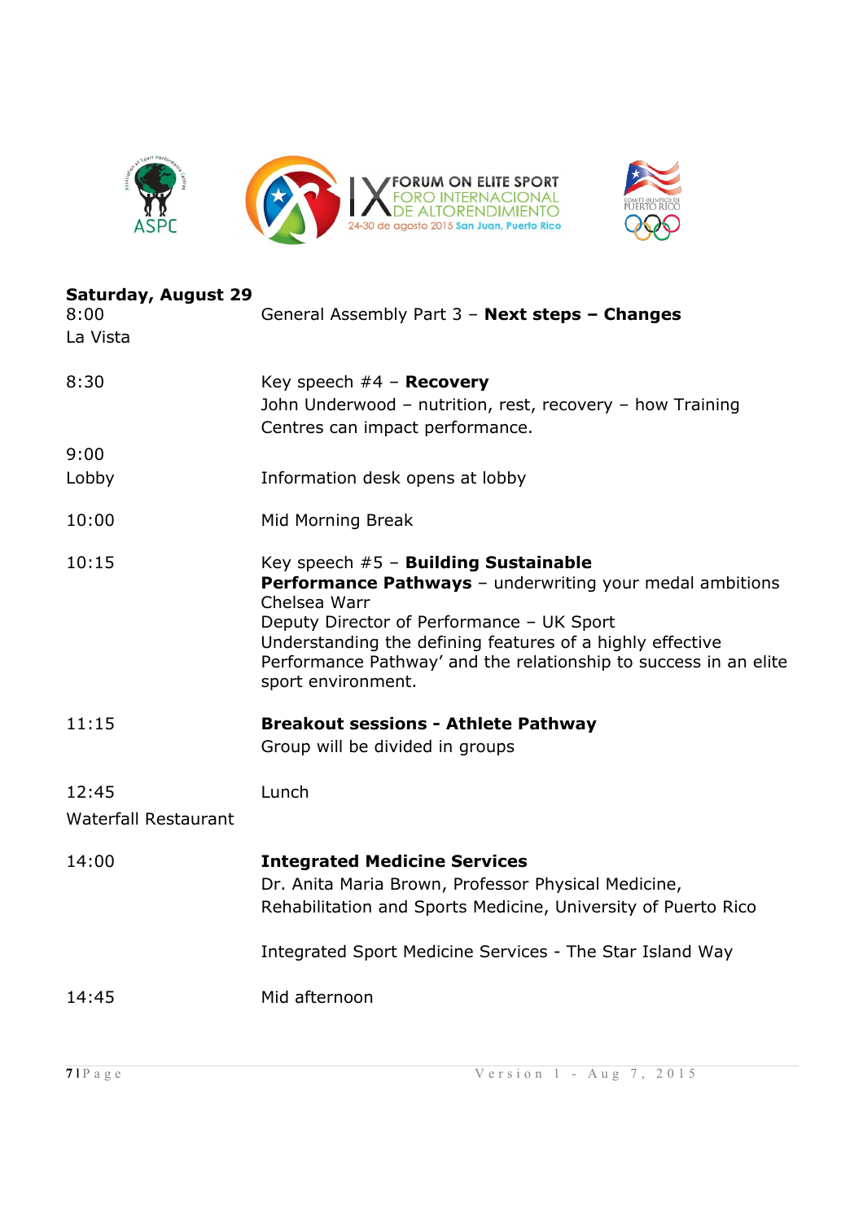**Saturday, August 29**

| | |
|---|---|
| 8:00<br>La Vista | General Assembly Part 3 – **Next steps – Changes** |
| 8:30 | Key speech #4 – **Recovery**<br>John Underwood – nutrition, rest, recovery – how Training Centres can impact performance. |
| 9:00<br>Lobby | Information desk opens at lobby |
| 10:00 | Mid Morning Break |
| 10:15 | Key speech #5 – **Building Sustainable Performance Pathways** – underwriting your medal ambitions<br>Chelsea Warr<br>Deputy Director of Performance – UK Sport<br>Understanding the defining features of a highly effective Performance Pathway' and the relationship to success in an elite sport environment. |
| 11:15 | **Breakout sessions - Athlete Pathway**<br>Group will be divided in groups |
| 12:45<br>Waterfall Restaurant | Lunch |
| 14:00 | **Integrated Medicine Services**<br>Dr. Anita Maria Brown, Professor Physical Medicine, Rehabilitation and Sports Medicine, University of Puerto Rico<br><br>Integrated Sport Medicine Services - The Star Island Way |
| 14:45 | Mid afternoon |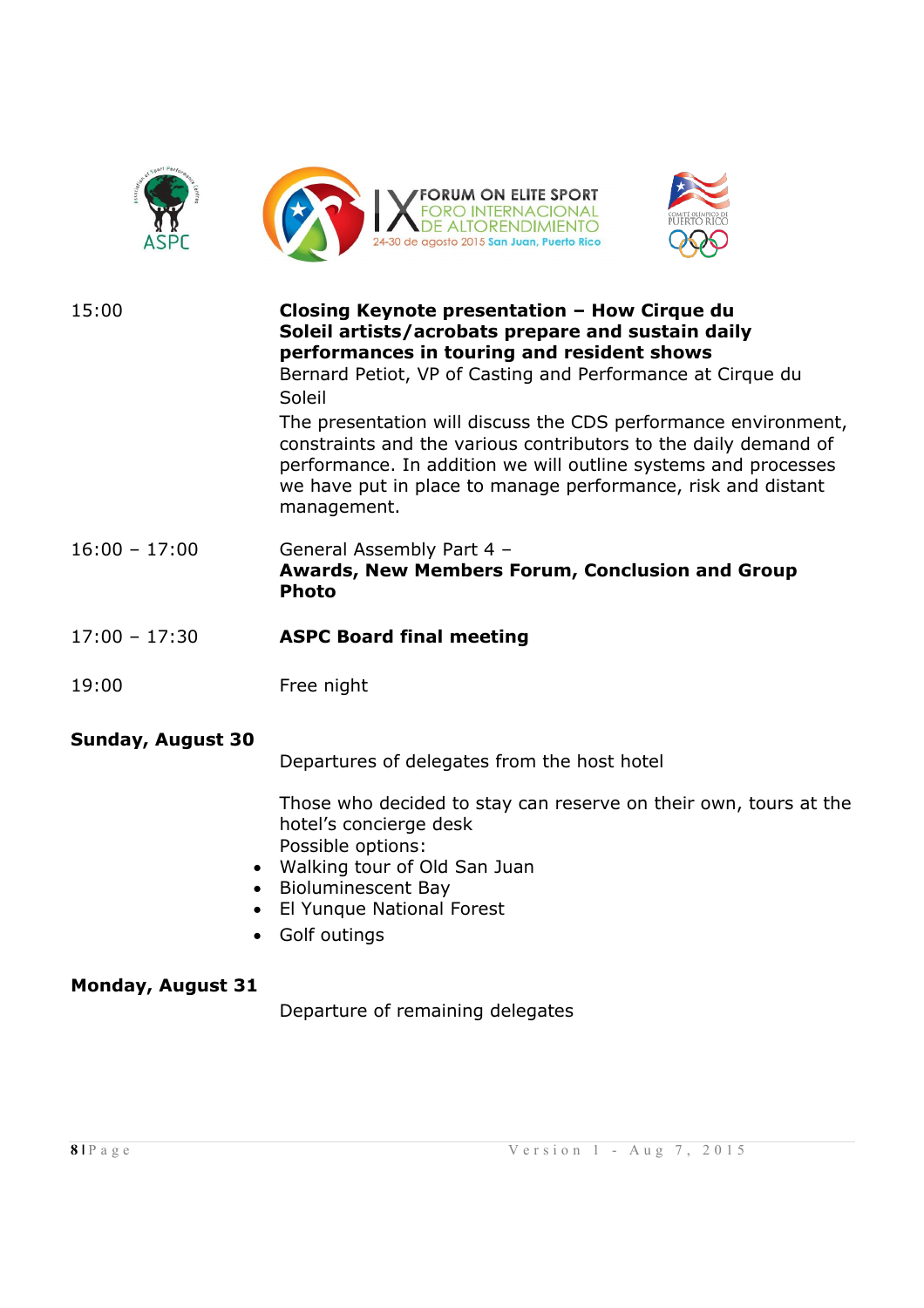| | |
|---|---|
| 15:00 | **Closing Keynote presentation – How Cirque du Soleil artists/acrobats prepare and sustain daily performances in touring and resident shows**<br>Bernard Petiot, VP of Casting and Performance at Cirque du Soleil<br>The presentation will discuss the CDS performance environment, constraints and the various contributors to the daily demand of performance. In addition we will outline systems and processes we have put in place to manage performance, risk and distant management. |
| 16:00 – 17:00 | General Assembly Part 4 –<br>**Awards, New Members Forum, Conclusion and Group Photo** |
| 17:00 – 17:30 | **ASPC Board final meeting** |
| 19:00 | Free night |

**Sunday, August 30**

Departures of delegates from the host hotel

Those who decided to stay can reserve on their own, tours at the hotel's concierge desk
Possible options:

- Walking tour of Old San Juan
- Bioluminescent Bay
- El Yunque National Forest
- Golf outings

**Monday, August 31**

Departure of remaining delegates